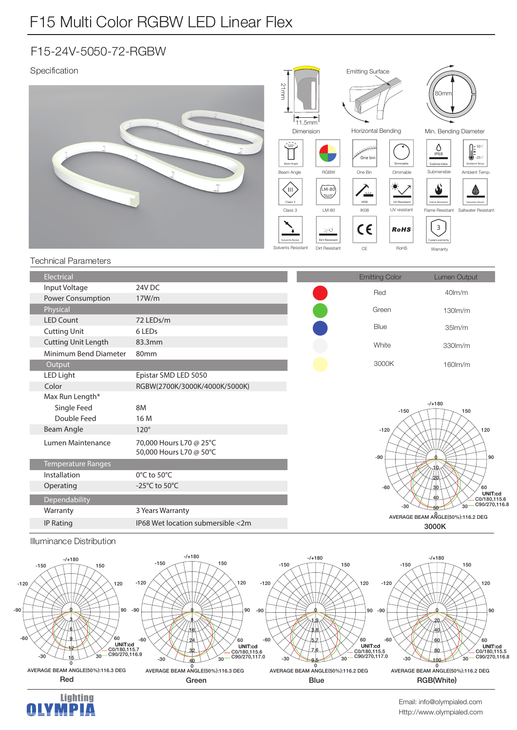# F15 Multi Color RGBW LED Linear Flex

## F15-24V-5050-72-RGBW

### Specification

Dimension: 21mm × 11.5mm

Horizontal Bending — Emitting Surface

Min. Bending Diameter: 80mm

Beam Angle (120°) | RGBW | One Bin | Dimmable | Submersible (IP68) | Ambient Temp. (50°C / -25°C)

Class 3 | LM-80 | IK08 | UV resistant | Flame Resistant | Saltwater Resistant

Solvents Resistant | Dirt Resistant | CE | RoHS | Warranty (3 years warranty)

### Technical Parameters

| Electrical | |
|---|---|
| Input Voltage | 24V DC |
| Power Consumption | 17W/m |
| **Physical** | |
| LED Count | 72 LEDs/m |
| Cutting Unit | 6 LEDs |
| Cutting Unit Length | 83.3mm |
| Minimum Bend Diameter | 80mm |
| **Output** | |
| LED Light | Epistar SMD LED 5050 |
| Color | RGBW(2700K/3000K/4000K/5000K) |
| Max Run Length* | |
| Single Feed | 8M |
| Double Feed | 16 M |
| Beam Angle | 120° |
| Lumen Maintenance | 70,000 Hours L70 @ 25°C<br>50,000 Hours L70 @ 50°C |
| **Temperature Ranges** | |
| Installation | 0°C to 50°C |
| Operating | -25°C to 50°C |
| **Dependability** | |
| Warranty | 3 Years Warranty |
| IP Rating | IP68 Wet location submersible <2m |

| Emitting Color | Lumen Output |
|---|---|
| Red | 40lm/m |
| Green | 130lm/m |
| Blue | 35lm/m |
| White | 330lm/m |
| 3000K | 160lm/m |

UNIT:cd
C0/180,115.6
C90/270,116.8
AVERAGE BEAM ANGLE(50%):116.2 DEG
**3000K**

### Illuminance Distribution

UNIT:cd
C0/180,115.7
C90/270,116.9
AVERAGE BEAM ANGLE(50%):116.3 DEG
**Red**

UNIT:cd
C0/180,115.6
C90/270,117.0
AVERAGE BEAM ANGLE(50%):116.3 DEG
**Green**

UNIT:cd
C0/180,115.5
C90/270,117.0
AVERAGE BEAM ANGLE(50%):116.2 DEG
**Blue**

UNIT:cd
C0/180,115.5
C90/270,116.8
AVERAGE BEAM ANGLE(50%):116.2 DEG
**RGB(White)**

Lighting OLYMPIA

Email: info@olympialed.com
Http://www.olympialed.com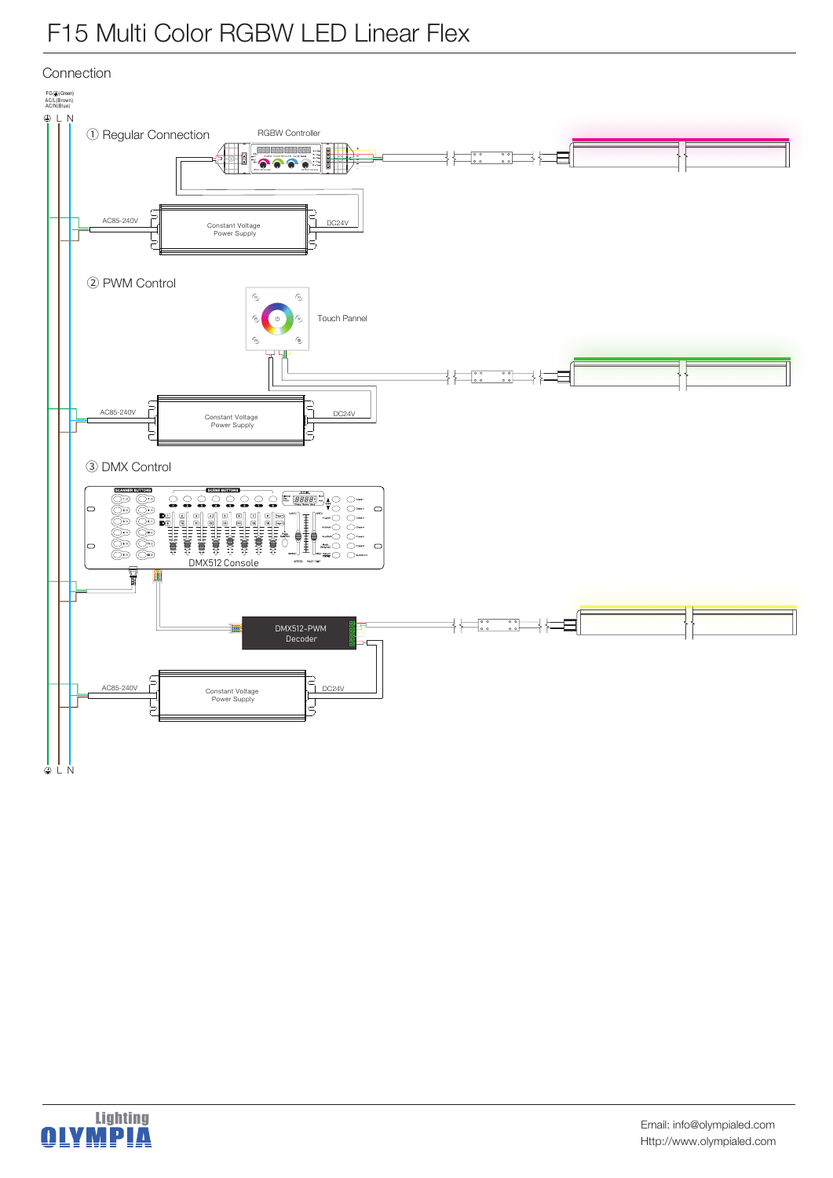# F15 Multi Color RGBW LED Linear Flex

## Connection

FG⏚(Green)
AC/L(Brown)
AC/N(Blue)

⏚ L N

① Regular Connection

RGBW Controller

AC85-240V

Constant Voltage
Power Supply

DC24V

② PWM Control

Touch Pannel

AC85-240V

Constant Voltage
Power Supply

DC24V

③ DMX Control

DMX512 Console

DMX512-PWM
Decoder

AC85-240V

Constant Voltage
Power Supply

DC24V

⏚ L N

Lighting
OLYMPIA

Email: info@olympialed.com
Http://www.olympialed.com